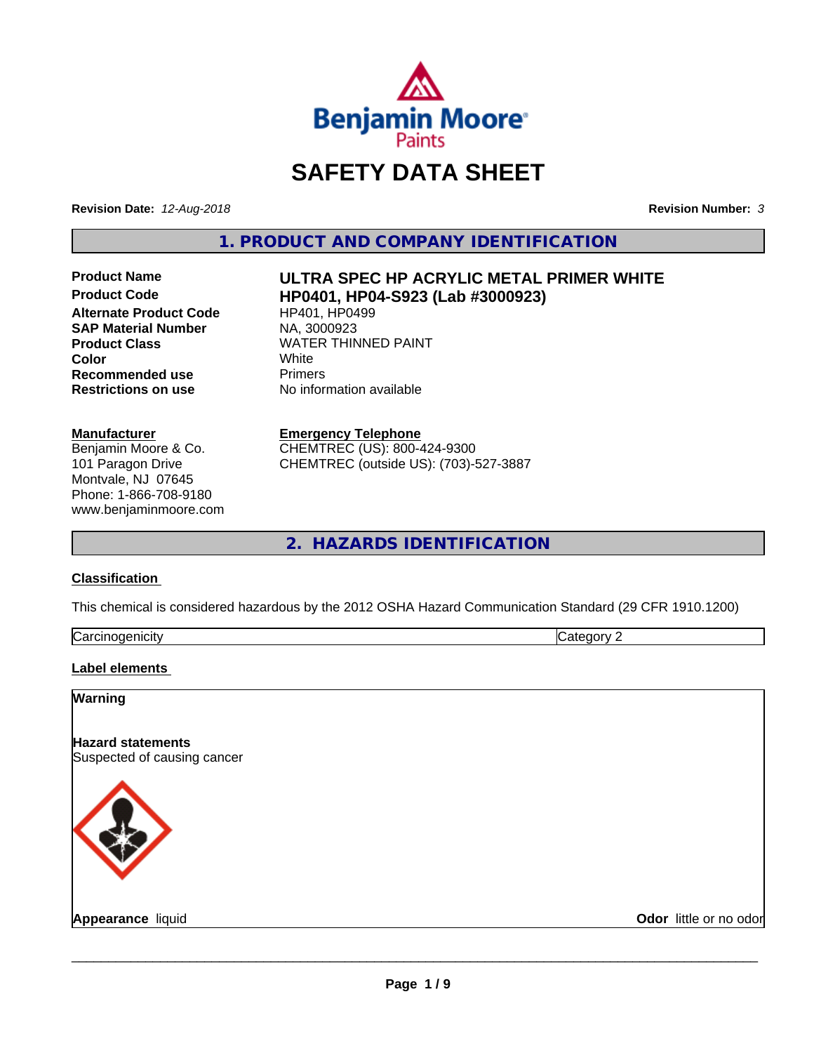# SAFETY DATA SHEET

**Revision Date:** *12-Aug-2018*

**Revision Number:** *3*

## 1. PRODUCT AND COMPANY IDENTIFICATION

| | |
|---|---|
| **Product Name** | **ULTRA SPEC HP ACRYLIC METAL PRIMER WHITE** |
| **Product Code** | **HP0401, HP04-S923 (Lab #3000923)** |
| **Alternate Product Code** | HP401, HP0499 |
| **SAP Material Number** | NA, 3000923 |
| **Product Class** | WATER THINNED PAINT |
| **Color** | White |
| **Recommended use** | Primers |
| **Restrictions on use** | No information available |

**Manufacturer**
Benjamin Moore & Co.
101 Paragon Drive
Montvale, NJ 07645
Phone: 1-866-708-9180
www.benjaminmoore.com

**Emergency Telephone**
CHEMTREC (US): 800-424-9300
CHEMTREC (outside US): (703)-527-3887

## 2. HAZARDS IDENTIFICATION

### Classification

This chemical is considered hazardous by the 2012 OSHA Hazard Communication Standard (29 CFR 1910.1200)

| | |
|---|---|
| Carcinogenicity | Category 2 |

### Label elements

**Warning**

**Hazard statements**
Suspected of causing cancer

**Appearance** liquid

**Odor** little or no odor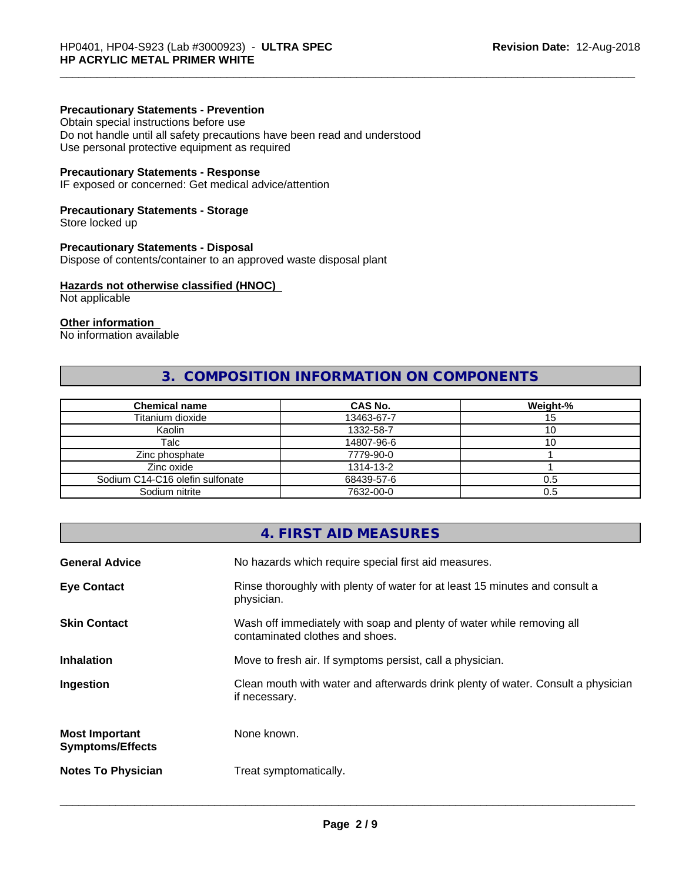**Precautionary Statements - Prevention**
Obtain special instructions before use
Do not handle until all safety precautions have been read and understood
Use personal protective equipment as required

**Precautionary Statements - Response**
IF exposed or concerned: Get medical advice/attention

**Precautionary Statements - Storage**
Store locked up

**Precautionary Statements - Disposal**
Dispose of contents/container to an approved waste disposal plant

**Hazards not otherwise classified (HNOC)**
Not applicable

**Other information**
No information available

## 3. COMPOSITION INFORMATION ON COMPONENTS

| Chemical name | CAS No. | Weight-% |
|---|---|---|
| Titanium dioxide | 13463-67-7 | 15 |
| Kaolin | 1332-58-7 | 10 |
| Talc | 14807-96-6 | 10 |
| Zinc phosphate | 7779-90-0 | 1 |
| Zinc oxide | 1314-13-2 | 1 |
| Sodium C14-C16 olefin sulfonate | 68439-57-6 | 0.5 |
| Sodium nitrite | 7632-00-0 | 0.5 |

## 4. FIRST AID MEASURES

| | |
|---|---|
| **General Advice** | No hazards which require special first aid measures. |
| **Eye Contact** | Rinse thoroughly with plenty of water for at least 15 minutes and consult a physician. |
| **Skin Contact** | Wash off immediately with soap and plenty of water while removing all contaminated clothes and shoes. |
| **Inhalation** | Move to fresh air. If symptoms persist, call a physician. |
| **Ingestion** | Clean mouth with water and afterwards drink plenty of water. Consult a physician if necessary. |
| **Most Important Symptoms/Effects** | None known. |
| **Notes To Physician** | Treat symptomatically. |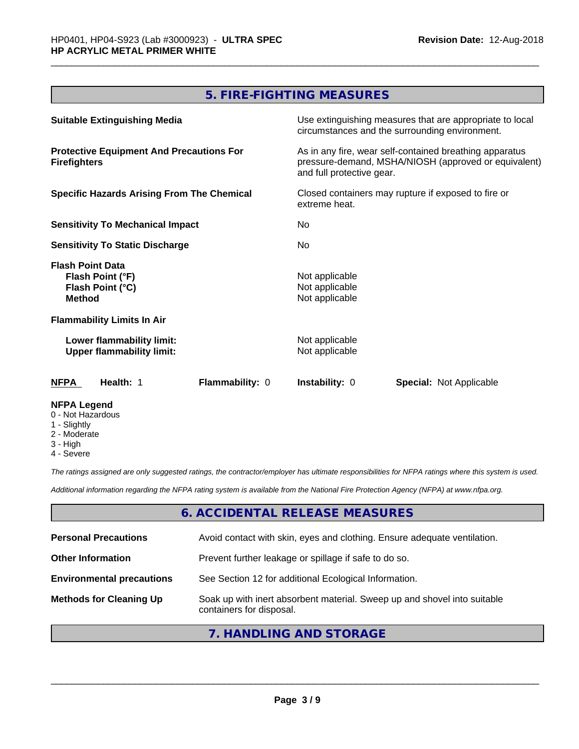## 5. FIRE-FIGHTING MEASURES

| | |
|---|---|
| **Suitable Extinguishing Media** | Use extinguishing measures that are appropriate to local circumstances and the surrounding environment. |
| **Protective Equipment And Precautions For Firefighters** | As in any fire, wear self-contained breathing apparatus pressure-demand, MSHA/NIOSH (approved or equivalent) and full protective gear. |
| **Specific Hazards Arising From The Chemical** | Closed containers may rupture if exposed to fire or extreme heat. |
| **Sensitivity To Mechanical Impact** | No |
| **Sensitivity To Static Discharge** | No |

**Flash Point Data**

| | |
|---|---|
| **Flash Point (°F)** | Not applicable |
| **Flash Point (°C)** | Not applicable |
| **Method** | Not applicable |

**Flammability Limits In Air**

| | |
|---|---|
| **Lower flammability limit:** | Not applicable |
| **Upper flammability limit:** | Not applicable |

| **NFPA** | **Health:** 1 | **Flammability:** 0 | **Instability:** 0 | **Special:** Not Applicable |
|---|---|---|---|---|

**NFPA Legend**
- 0 - Not Hazardous
- 1 - Slightly
- 2 - Moderate
- 3 - High
- 4 - Severe

*The ratings assigned are only suggested ratings, the contractor/employer has ultimate responsibilities for NFPA ratings where this system is used.*

*Additional information regarding the NFPA rating system is available from the National Fire Protection Agency (NFPA) at www.nfpa.org.*

## 6. ACCIDENTAL RELEASE MEASURES

| | |
|---|---|
| **Personal Precautions** | Avoid contact with skin, eyes and clothing. Ensure adequate ventilation. |
| **Other Information** | Prevent further leakage or spillage if safe to do so. |
| **Environmental precautions** | See Section 12 for additional Ecological Information. |
| **Methods for Cleaning Up** | Soak up with inert absorbent material. Sweep up and shovel into suitable containers for disposal. |

## 7. HANDLING AND STORAGE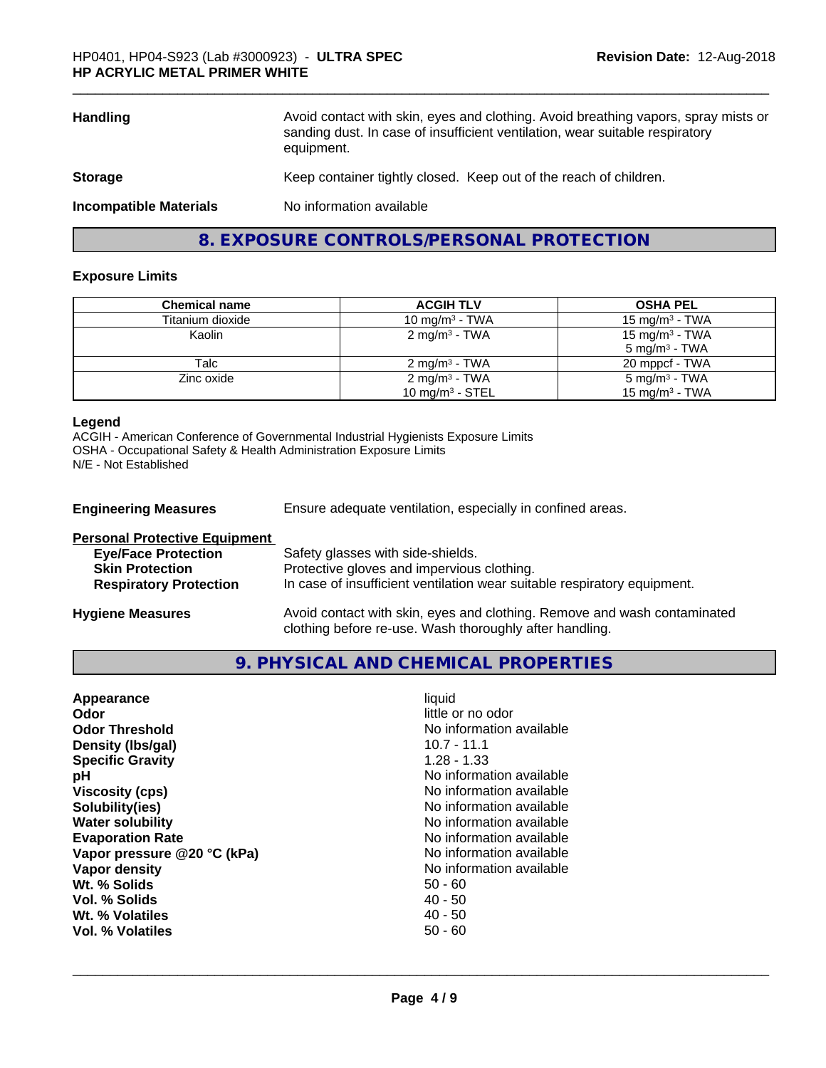| | |
|---|---|
| **Handling** | Avoid contact with skin, eyes and clothing. Avoid breathing vapors, spray mists or sanding dust. In case of insufficient ventilation, wear suitable respiratory equipment. |
| **Storage** | Keep container tightly closed. Keep out of the reach of children. |
| **Incompatible Materials** | No information available |

## 8. EXPOSURE CONTROLS/PERSONAL PROTECTION

### Exposure Limits

| Chemical name | ACGIH TLV | OSHA PEL |
|---|---|---|
| Titanium dioxide | 10 mg/m³ - TWA | 15 mg/m³ - TWA |
| Kaolin | 2 mg/m³ - TWA | 15 mg/m³ - TWA<br>5 mg/m³ - TWA |
| Talc | 2 mg/m³ - TWA | 20 mppcf - TWA |
| Zinc oxide | 2 mg/m³ - TWA<br>10 mg/m³ - STEL | 5 mg/m³ - TWA<br>15 mg/m³ - TWA |

**Legend**
ACGIH - American Conference of Governmental Industrial Hygienists Exposure Limits
OSHA - Occupational Safety & Health Administration Exposure Limits
N/E - Not Established

**Engineering Measures** Ensure adequate ventilation, especially in confined areas.

**Personal Protective Equipment**

| | |
|---|---|
| **Eye/Face Protection** | Safety glasses with side-shields. |
| **Skin Protection** | Protective gloves and impervious clothing. |
| **Respiratory Protection** | In case of insufficient ventilation wear suitable respiratory equipment. |

**Hygiene Measures** Avoid contact with skin, eyes and clothing. Remove and wash contaminated clothing before re-use. Wash thoroughly after handling.

## 9. PHYSICAL AND CHEMICAL PROPERTIES

| | |
|---|---|
| **Appearance** | liquid |
| **Odor** | little or no odor |
| **Odor Threshold** | No information available |
| **Density (lbs/gal)** | 10.7 - 11.1 |
| **Specific Gravity** | 1.28 - 1.33 |
| **pH** | No information available |
| **Viscosity (cps)** | No information available |
| **Solubility(ies)** | No information available |
| **Water solubility** | No information available |
| **Evaporation Rate** | No information available |
| **Vapor pressure @20 °C (kPa)** | No information available |
| **Vapor density** | No information available |
| **Wt. % Solids** | 50 - 60 |
| **Vol. % Solids** | 40 - 50 |
| **Wt. % Volatiles** | 40 - 50 |
| **Vol. % Volatiles** | 50 - 60 |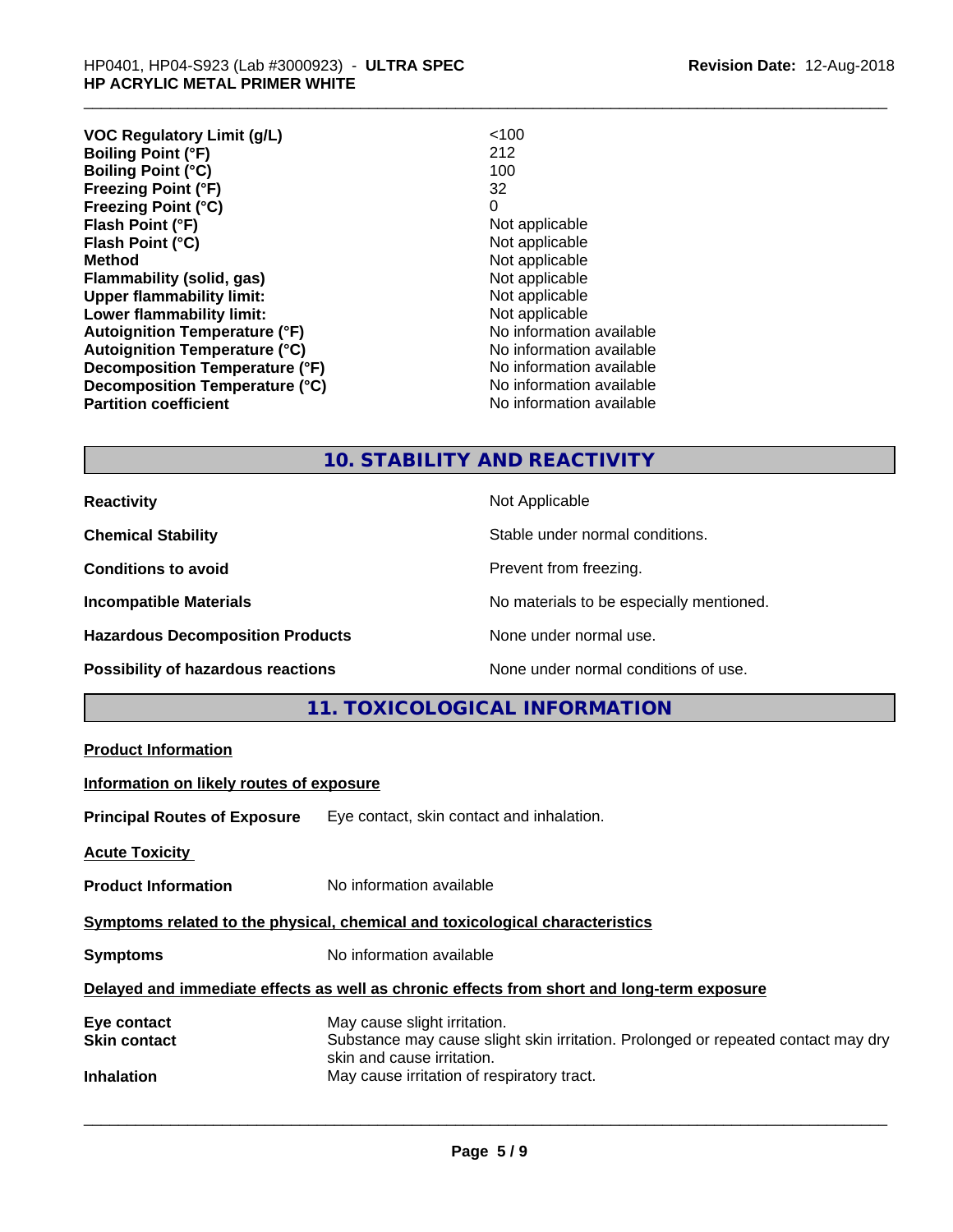| | |
|---|---|
| **VOC Regulatory Limit (g/L)** | <100 |
| **Boiling Point (°F)** | 212 |
| **Boiling Point (°C)** | 100 |
| **Freezing Point (°F)** | 32 |
| **Freezing Point (°C)** | 0 |
| **Flash Point (°F)** | Not applicable |
| **Flash Point (°C)** | Not applicable |
| **Method** | Not applicable |
| **Flammability (solid, gas)** | Not applicable |
| **Upper flammability limit:** | Not applicable |
| **Lower flammability limit:** | Not applicable |
| **Autoignition Temperature (°F)** | No information available |
| **Autoignition Temperature (°C)** | No information available |
| **Decomposition Temperature (°F)** | No information available |
| **Decomposition Temperature (°C)** | No information available |
| **Partition coefficient** | No information available |

## 10. STABILITY AND REACTIVITY

| | |
|---|---|
| **Reactivity** | Not Applicable |
| **Chemical Stability** | Stable under normal conditions. |
| **Conditions to avoid** | Prevent from freezing. |
| **Incompatible Materials** | No materials to be especially mentioned. |
| **Hazardous Decomposition Products** | None under normal use. |
| **Possibility of hazardous reactions** | None under normal conditions of use. |

## 11. TOXICOLOGICAL INFORMATION

**Product Information**

**Information on likely routes of exposure**

**Principal Routes of Exposure** Eye contact, skin contact and inhalation.

**Acute Toxicity**

**Product Information** No information available

**Symptoms related to the physical, chemical and toxicological characteristics**

**Symptoms** No information available

**Delayed and immediate effects as well as chronic effects from short and long-term exposure**

| | |
|---|---|
| **Eye contact** | May cause slight irritation. |
| **Skin contact** | Substance may cause slight skin irritation. Prolonged or repeated contact may dry skin and cause irritation. |
| **Inhalation** | May cause irritation of respiratory tract. |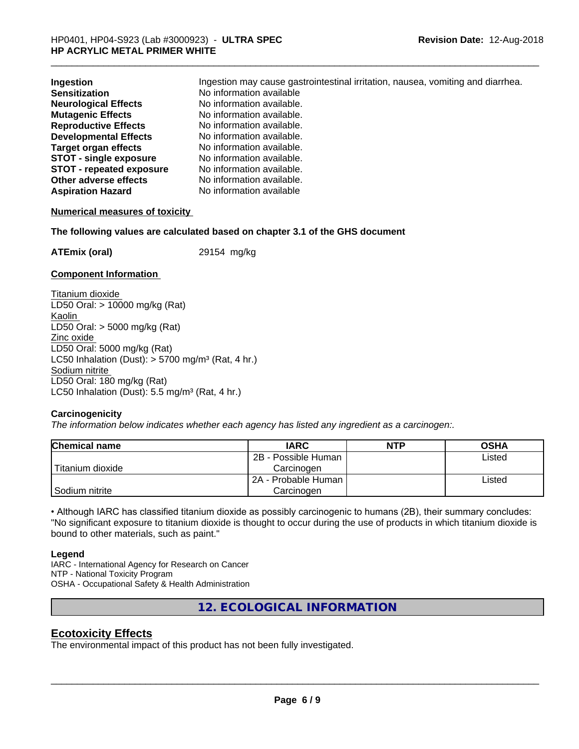| | |
|---|---|
| **Ingestion** | Ingestion may cause gastrointestinal irritation, nausea, vomiting and diarrhea. |
| **Sensitization** | No information available |
| **Neurological Effects** | No information available. |
| **Mutagenic Effects** | No information available. |
| **Reproductive Effects** | No information available. |
| **Developmental Effects** | No information available. |
| **Target organ effects** | No information available. |
| **STOT - single exposure** | No information available. |
| **STOT - repeated exposure** | No information available. |
| **Other adverse effects** | No information available. |
| **Aspiration Hazard** | No information available |

**Numerical measures of toxicity**

**The following values are calculated based on chapter 3.1 of the GHS document**

**ATEmix (oral)** 29154 mg/kg

**Component Information**

Titanium dioxide
LD50 Oral: > 10000 mg/kg (Rat)
Kaolin
LD50 Oral: > 5000 mg/kg (Rat)
Zinc oxide
LD50 Oral: 5000 mg/kg (Rat)
LC50 Inhalation (Dust): > 5700 mg/m³ (Rat, 4 hr.)
Sodium nitrite
LD50 Oral: 180 mg/kg (Rat)
LC50 Inhalation (Dust): 5.5 mg/m³ (Rat, 4 hr.)

**Carcinogenicity**

*The information below indicates whether each agency has listed any ingredient as a carcinogen:.*

| Chemical name | IARC | NTP | OSHA |
|---|---|---|---|
| Titanium dioxide | 2B - Possible Human Carcinogen | | Listed |
| Sodium nitrite | 2A - Probable Human Carcinogen | | Listed |

• Although IARC has classified titanium dioxide as possibly carcinogenic to humans (2B), their summary concludes: "No significant exposure to titanium dioxide is thought to occur during the use of products in which titanium dioxide is bound to other materials, such as paint."

**Legend**

IARC - International Agency for Research on Cancer
NTP - National Toxicity Program
OSHA - Occupational Safety & Health Administration

## 12. ECOLOGICAL INFORMATION

### Ecotoxicity Effects

The environmental impact of this product has not been fully investigated.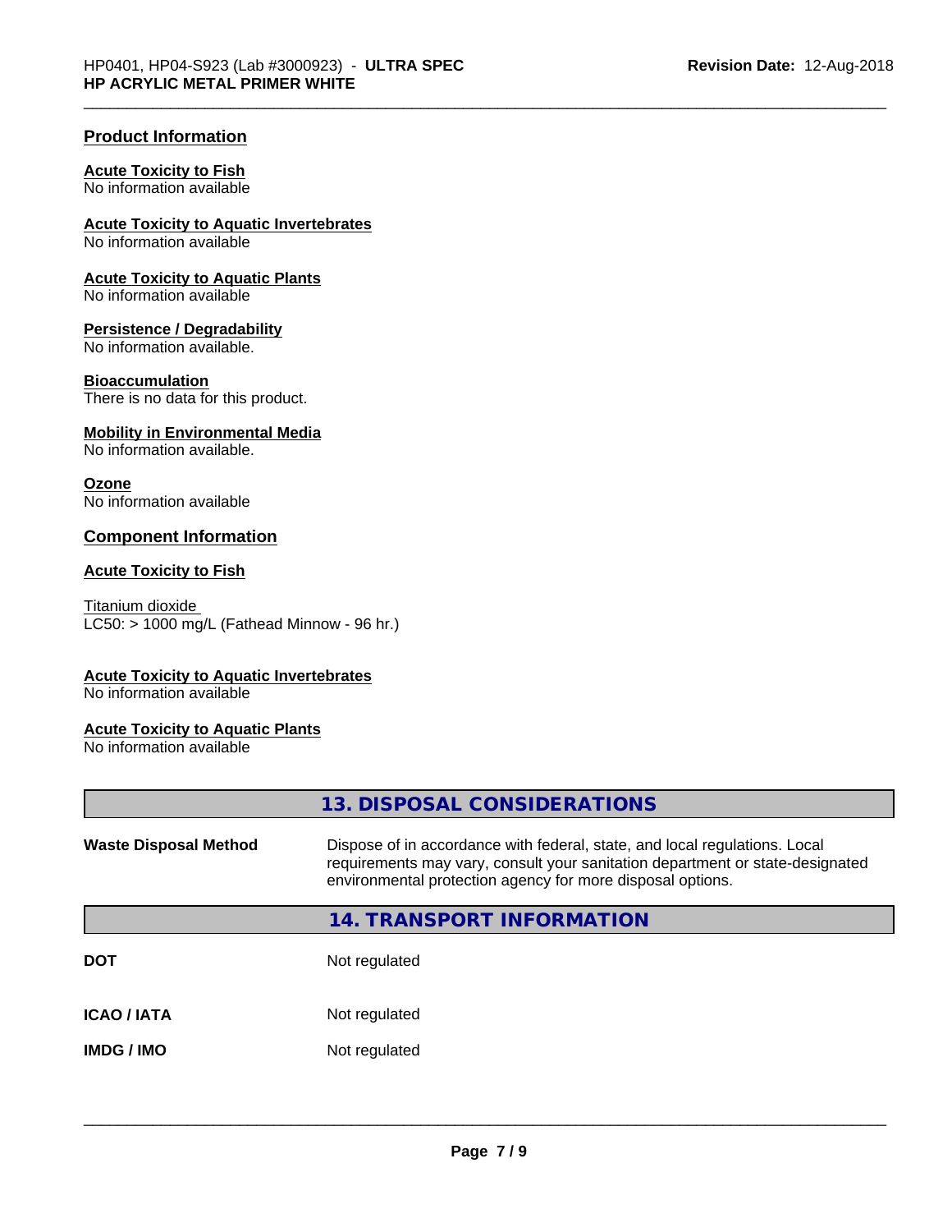## Product Information

**Acute Toxicity to Fish**
No information available

**Acute Toxicity to Aquatic Invertebrates**
No information available

**Acute Toxicity to Aquatic Plants**
No information available

**Persistence / Degradability**
No information available.

**Bioaccumulation**
There is no data for this product.

**Mobility in Environmental Media**
No information available.

**Ozone**
No information available

## Component Information

**Acute Toxicity to Fish**

Titanium dioxide
LC50: > 1000 mg/L (Fathead Minnow - 96 hr.)

**Acute Toxicity to Aquatic Invertebrates**
No information available

**Acute Toxicity to Aquatic Plants**
No information available

## 13. DISPOSAL CONSIDERATIONS

| | |
|---|---|
| **Waste Disposal Method** | Dispose of in accordance with federal, state, and local regulations. Local requirements may vary, consult your sanitation department or state-designated environmental protection agency for more disposal options. |

## 14. TRANSPORT INFORMATION

| | |
|---|---|
| **DOT** | Not regulated |
| **ICAO / IATA** | Not regulated |
| **IMDG / IMO** | Not regulated |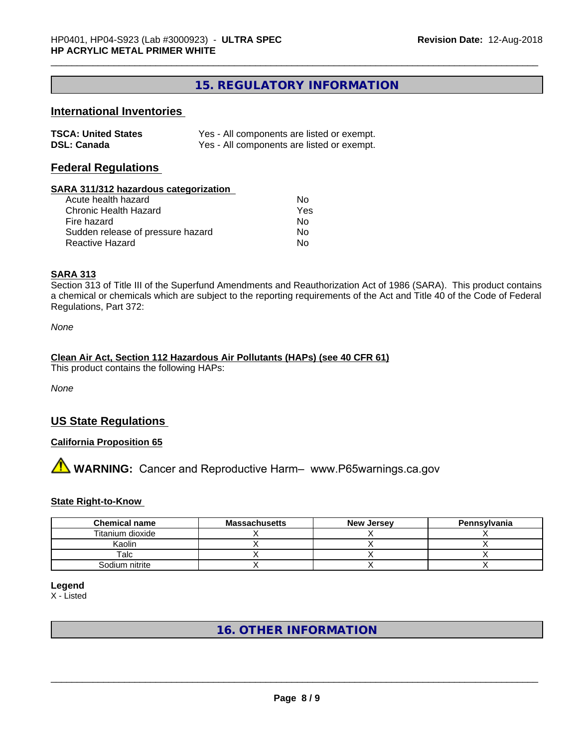## 15. REGULATORY INFORMATION

### International Inventories

| | |
|---|---|
| **TSCA: United States** | Yes - All components are listed or exempt. |
| **DSL: Canada** | Yes - All components are listed or exempt. |

### Federal Regulations

**SARA 311/312 hazardous categorization**

| | |
|---|---|
| Acute health hazard | No |
| Chronic Health Hazard | Yes |
| Fire hazard | No |
| Sudden release of pressure hazard | No |
| Reactive Hazard | No |

**SARA 313**

Section 313 of Title III of the Superfund Amendments and Reauthorization Act of 1986 (SARA). This product contains a chemical or chemicals which are subject to the reporting requirements of the Act and Title 40 of the Code of Federal Regulations, Part 372:

*None*

**Clean Air Act, Section 112 Hazardous Air Pollutants (HAPs) (see 40 CFR 61)**

This product contains the following HAPs:

*None*

### US State Regulations

**California Proposition 65**

⚠ **WARNING:** Cancer and Reproductive Harm– www.P65warnings.ca.gov

**State Right-to-Know**

| Chemical name | Massachusetts | New Jersey | Pennsylvania |
|---|---|---|---|
| Titanium dioxide | X | X | X |
| Kaolin | X | X | X |
| Talc | X | X | X |
| Sodium nitrite | X | X | X |

**Legend**

X - Listed

## 16. OTHER INFORMATION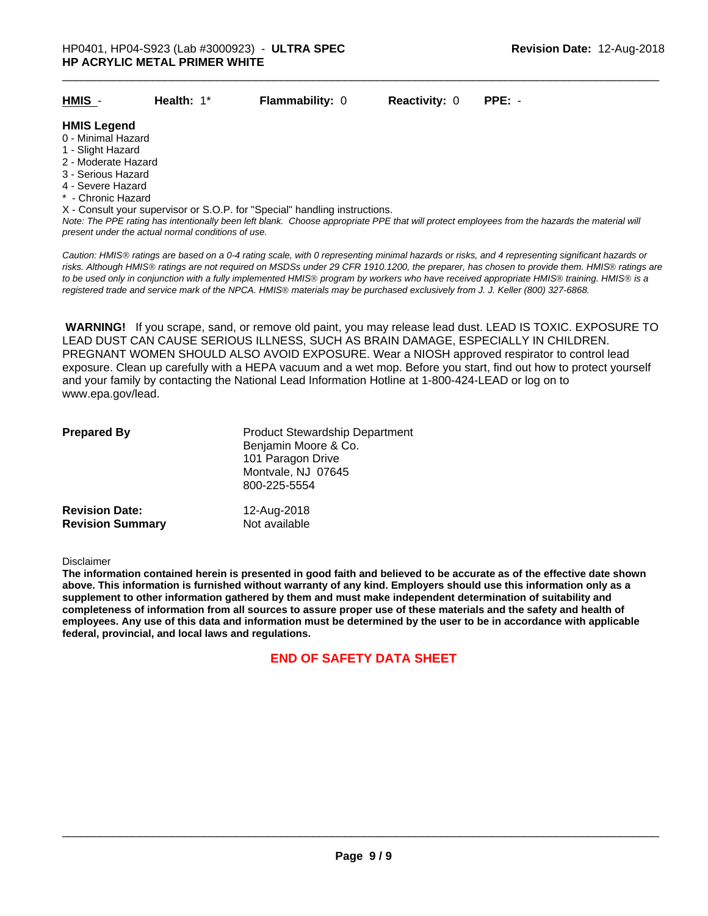| HMIS - | Health: 1* | Flammability: 0 | Reactivity: 0 | PPE: - |
|---|---|---|---|---|

**HMIS Legend**

0 - Minimal Hazard
1 - Slight Hazard
2 - Moderate Hazard
3 - Serious Hazard
4 - Severe Hazard
* - Chronic Hazard
X - Consult your supervisor or S.O.P. for "Special" handling instructions.

*Note: The PPE rating has intentionally been left blank. Choose appropriate PPE that will protect employees from the hazards the material will present under the actual normal conditions of use.*

*Caution: HMIS® ratings are based on a 0-4 rating scale, with 0 representing minimal hazards or risks, and 4 representing significant hazards or risks. Although HMIS® ratings are not required on MSDSs under 29 CFR 1910.1200, the preparer, has chosen to provide them. HMIS® ratings are to be used only in conjunction with a fully implemented HMIS® program by workers who have received appropriate HMIS® training. HMIS® is a registered trade and service mark of the NPCA. HMIS® materials may be purchased exclusively from J. J. Keller (800) 327-6868.*

**WARNING!** If you scrape, sand, or remove old paint, you may release lead dust. LEAD IS TOXIC. EXPOSURE TO LEAD DUST CAN CAUSE SERIOUS ILLNESS, SUCH AS BRAIN DAMAGE, ESPECIALLY IN CHILDREN. PREGNANT WOMEN SHOULD ALSO AVOID EXPOSURE. Wear a NIOSH approved respirator to control lead exposure. Clean up carefully with a HEPA vacuum and a wet mop. Before you start, find out how to protect yourself and your family by contacting the National Lead Information Hotline at 1-800-424-LEAD or log on to www.epa.gov/lead.

**Prepared By**

Product Stewardship Department
Benjamin Moore & Co.
101 Paragon Drive
Montvale, NJ 07645
800-225-5554

**Revision Date:** 12-Aug-2018
**Revision Summary** Not available

Disclaimer

**The information contained herein is presented in good faith and believed to be accurate as of the effective date shown above. This information is furnished without warranty of any kind. Employers should use this information only as a supplement to other information gathered by them and must make independent determination of suitability and completeness of information from all sources to assure proper use of these materials and the safety and health of employees. Any use of this data and information must be determined by the user to be in accordance with applicable federal, provincial, and local laws and regulations.**

**END OF SAFETY DATA SHEET**